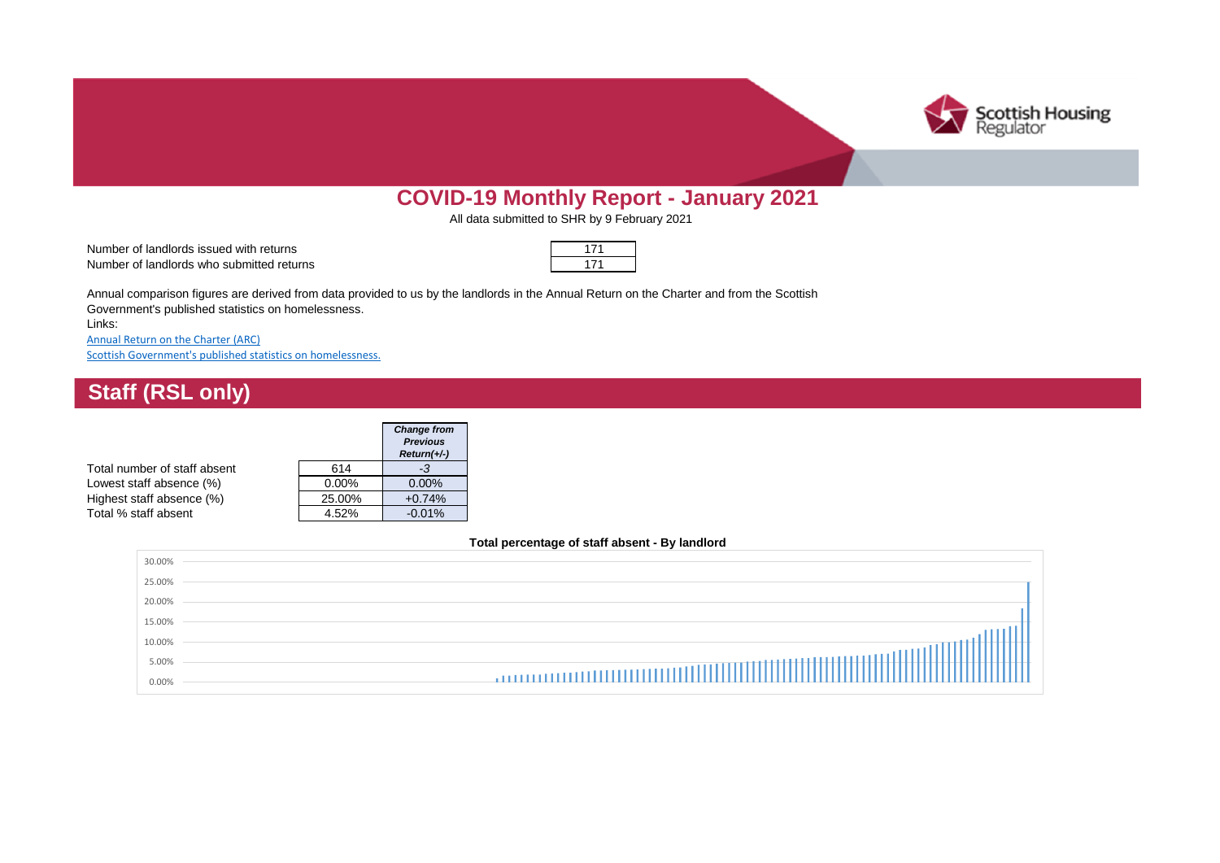# COVID-19 Monthly Report - January 2021

All data submitted to SHR by 9 February 2021

| | |
|---|---|
| Number of landlords issued with returns | 171 |
| Number of landlords who submitted returns | 171 |

Annual comparison figures are derived from data provided to us by the landlords in the Annual Return on the Charter and from the Scottish Government's published statistics on homelessness.

Links:

Annual Return on the Charter (ARC)

Scottish Government's published statistics on homelessness.

## Staff (RSL only)

| | | *Change from Previous Return(+/-)* |
|---|---|---|
| Total number of staff absent | 614 | *-3* |
| Lowest staff absence (%) | 0.00% | 0.00% |
| Highest staff absence (%) | 25.00% | +0.74% |
| Total % staff absent | 4.52% | -0.01% |

**Total percentage of staff absent - By landlord**

30.00%
25.00%
20.00%
15.00%
10.00%
5.00%
0.00%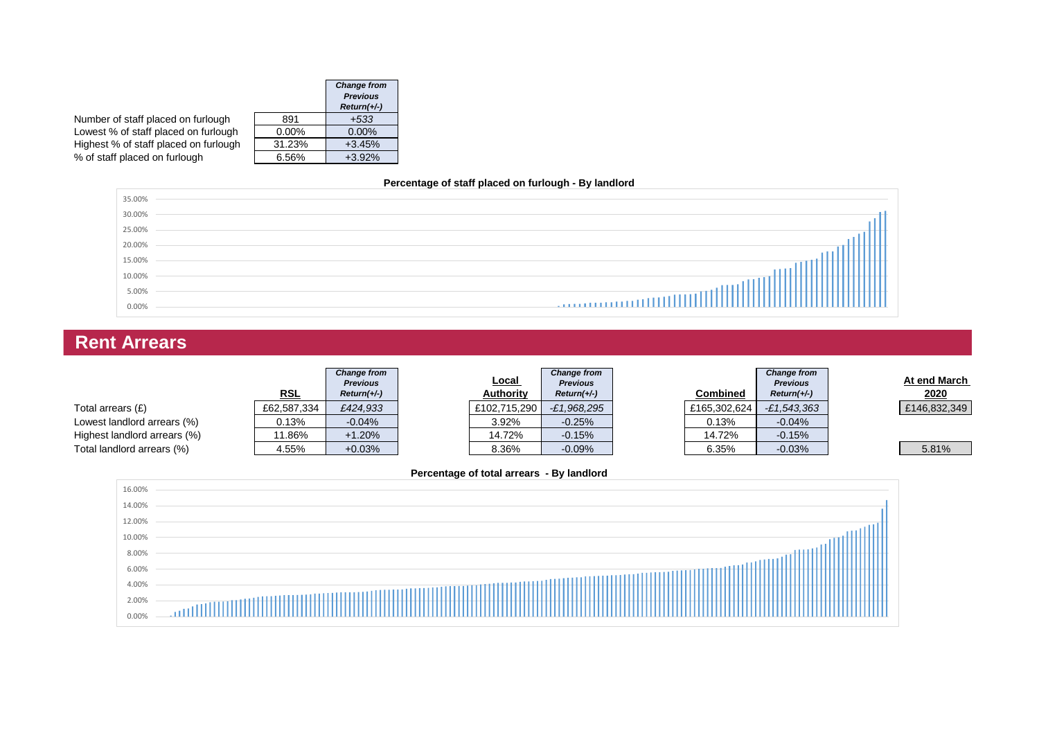| | | Change from Previous Return(+/-) |
|---|---|---|
| Number of staff placed on furlough | 891 | *+533* |
| Lowest % of staff placed on furlough | 0.00% | 0.00% |
| Highest % of staff placed on furlough | 31.23% | +3.45% |
| % of staff placed on furlough | 6.56% | +3.92% |

**Percentage of staff placed on furlough - By landlord**

## Rent Arrears

| | RSL | Change from Previous Return(+/-) | Local Authority | Change from Previous Return(+/-) | Combined | Change from Previous Return(+/-) | At end March 2020 |
|---|---|---|---|---|---|---|---|
| Total arrears (£) | £62,587,334 | *£424,933* | £102,715,290 | *-£1,968,295* | £165,302,624 | *-£1,543,363* | £146,832,349 |
| Lowest landlord arrears (%) | 0.13% | -0.04% | 3.92% | -0.25% | 0.13% | -0.04% | |
| Highest landlord arrears (%) | 11.86% | +1.20% | 14.72% | -0.15% | 14.72% | -0.15% | |
| Total landlord arrears (%) | 4.55% | +0.03% | 8.36% | -0.09% | 6.35% | -0.03% | 5.81% |

**Percentage of total arrears - By landlord**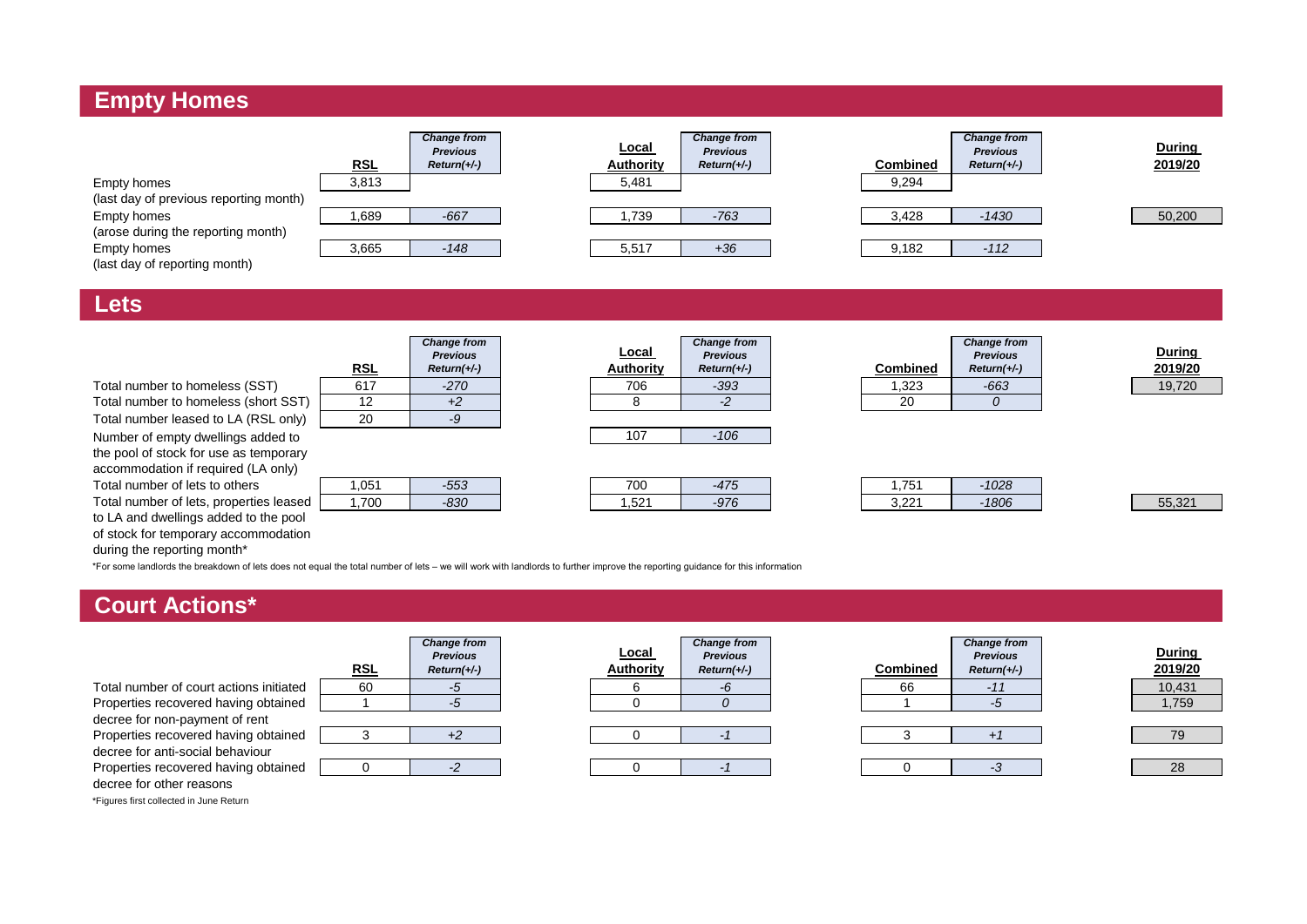## Empty Homes

| | RSL | *Change from Previous Return(+/-)* | Local Authority | *Change from Previous Return(+/-)* | Combined | *Change from Previous Return(+/-)* | During 2019/20 |
|---|---|---|---|---|---|---|---|
| Empty homes (last day of previous reporting month) | 3,813 | | 5,481 | | 9,294 | | |
| Empty homes (arose during the reporting month) | 1,689 | *-667* | 1,739 | *-763* | 3,428 | *-1430* | 50,200 |
| Empty homes (last day of reporting month) | 3,665 | *-148* | 5,517 | *+36* | 9,182 | *-112* | |

## Lets

| | RSL | *Change from Previous Return(+/-)* | Local Authority | *Change from Previous Return(+/-)* | Combined | *Change from Previous Return(+/-)* | During 2019/20 |
|---|---|---|---|---|---|---|---|
| Total number to homeless (SST) | 617 | *-270* | 706 | *-393* | 1,323 | *-663* | 19,720 |
| Total number to homeless (short SST) | 12 | *+2* | 8 | *-2* | 20 | *0* | |
| Total number leased to LA (RSL only) | 20 | *-9* | | | | | |
| Number of empty dwellings added to the pool of stock for use as temporary accommodation if required (LA only) | | | 107 | *-106* | | | |
| Total number of lets to others | 1,051 | *-553* | 700 | *-475* | 1,751 | *-1028* | |
| Total number of lets, properties leased to LA and dwellings added to the pool of stock for temporary accommodation during the reporting month* | 1,700 | *-830* | 1,521 | *-976* | 3,221 | *-1806* | 55,321 |

*For some landlords the breakdown of lets does not equal the total number of lets – we will work with landlords to further improve the reporting guidance for this information

## Court Actions*

| | RSL | *Change from Previous Return(+/-)* | Local Authority | *Change from Previous Return(+/-)* | Combined | *Change from Previous Return(+/-)* | During 2019/20 |
|---|---|---|---|---|---|---|---|
| Total number of court actions initiated | 60 | *-5* | 6 | *-6* | 66 | *-11* | 10,431 |
| Properties recovered having obtained decree for non-payment of rent | 1 | *-5* | 0 | *0* | 1 | *-5* | 1,759 |
| Properties recovered having obtained decree for anti-social behaviour | 3 | *+2* | 0 | *-1* | 3 | *+1* | 79 |
| Properties recovered having obtained decree for other reasons | 0 | *-2* | 0 | *-1* | 0 | *-3* | 28 |

*Figures first collected in June Return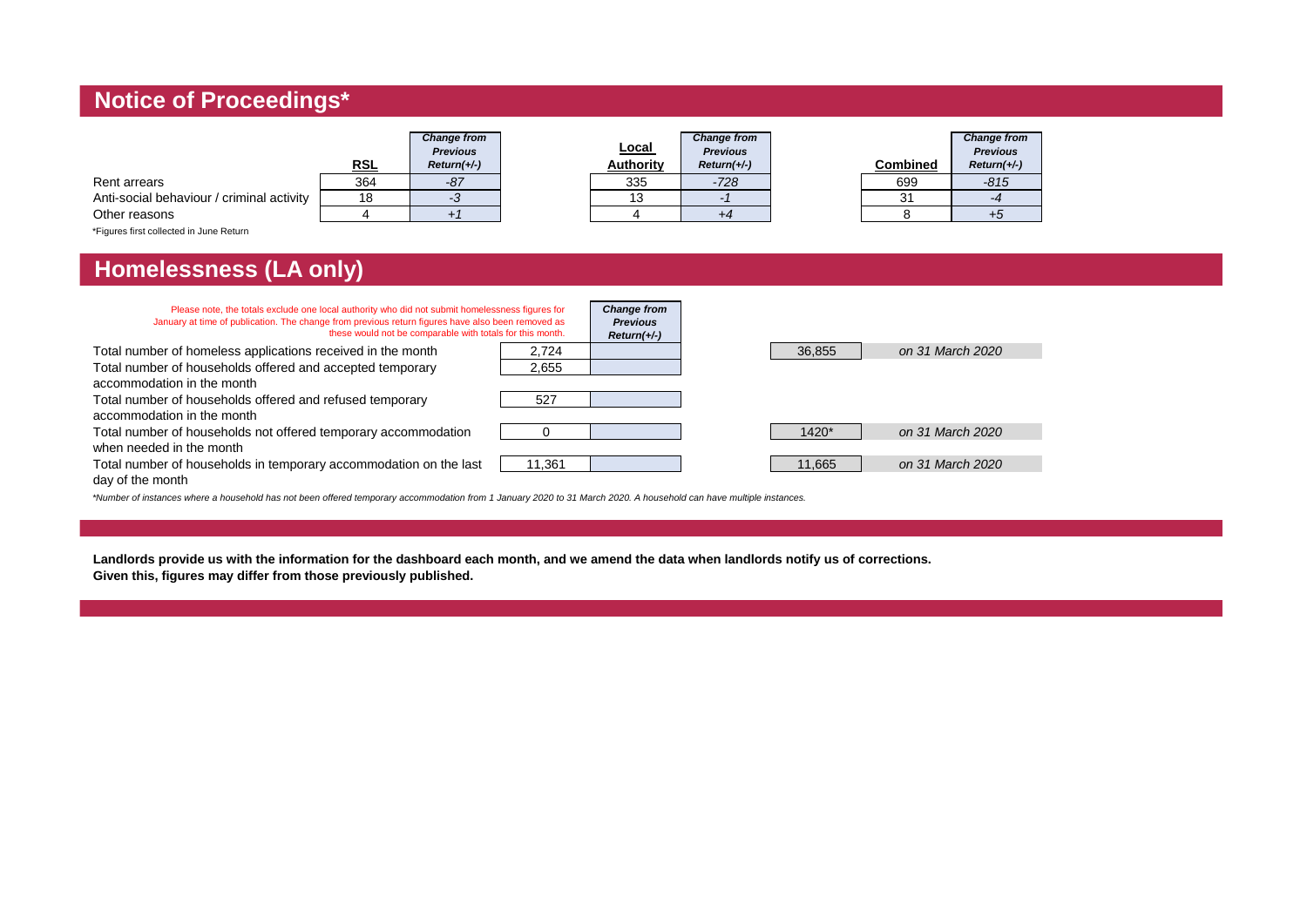## Notice of Proceedings*

| | RSL | *Change from Previous Return(+/-)* | Local Authority | *Change from Previous Return(+/-)* | Combined | *Change from Previous Return(+/-)* |
|---|---|---|---|---|---|---|
| Rent arrears | 364 | *-87* | 335 | *-728* | 699 | *-815* |
| Anti-social behaviour / criminal activity | 18 | *-3* | 13 | *-1* | 31 | *-4* |
| Other reasons | 4 | *+1* | 4 | *+4* | 8 | *+5* |

*Figures first collected in June Return

## Homelessness (LA only)

Please note, the totals exclude one local authority who did not submit homelessness figures for January at time of publication. The change from previous return figures have also been removed as these would not be comparable with totals for this month.

| | | *Change from Previous Return(+/-)* | | |
|---|---|---|---|---|
| Total number of homeless applications received in the month | 2,724 | | 36,855 | *on 31 March 2020* |
| Total number of households offered and accepted temporary accommodation in the month | 2,655 | | | |
| Total number of households offered and refused temporary accommodation in the month | 527 | | | |
| Total number of households not offered temporary accommodation when needed in the month | 0 | | 1420* | *on 31 March 2020* |
| Total number of households in temporary accommodation on the last day of the month | 11,361 | | 11,665 | *on 31 March 2020* |

*\*Number of instances where a household has not been offered temporary accommodation from 1 January 2020 to 31 March 2020. A household can have multiple instances.*

**Landlords provide us with the information for the dashboard each month, and we amend the data when landlords notify us of corrections. Given this, figures may differ from those previously published.**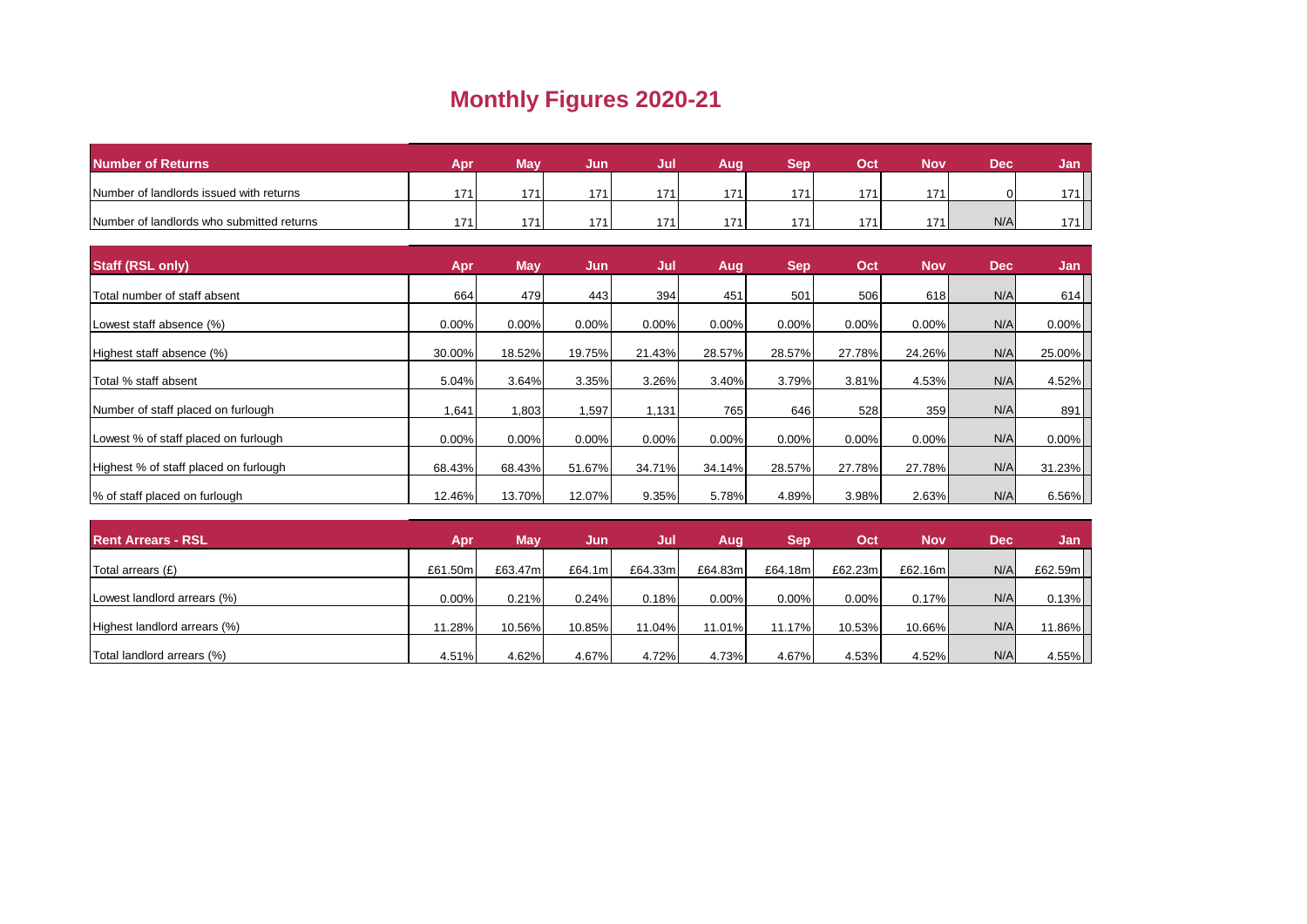# Monthly Figures 2020-21

| Number of Returns | Apr | May | Jun | Jul | Aug | Sep | Oct | Nov | Dec | Jan |
|---|---|---|---|---|---|---|---|---|---|---|
| Number of landlords issued with returns | 171 | 171 | 171 | 171 | 171 | 171 | 171 | 171 | 0 | 171 |
| Number of landlords who submitted returns | 171 | 171 | 171 | 171 | 171 | 171 | 171 | 171 | N/A | 171 |

| Staff (RSL only) | Apr | May | Jun | Jul | Aug | Sep | Oct | Nov | Dec | Jan |
|---|---|---|---|---|---|---|---|---|---|---|
| Total number of staff absent | 664 | 479 | 443 | 394 | 451 | 501 | 506 | 618 | N/A | 614 |
| Lowest staff absence (%) | 0.00% | 0.00% | 0.00% | 0.00% | 0.00% | 0.00% | 0.00% | 0.00% | N/A | 0.00% |
| Highest staff absence (%) | 30.00% | 18.52% | 19.75% | 21.43% | 28.57% | 28.57% | 27.78% | 24.26% | N/A | 25.00% |
| Total % staff absent | 5.04% | 3.64% | 3.35% | 3.26% | 3.40% | 3.79% | 3.81% | 4.53% | N/A | 4.52% |
| Number of staff placed on furlough | 1,641 | 1,803 | 1,597 | 1,131 | 765 | 646 | 528 | 359 | N/A | 891 |
| Lowest % of staff placed on furlough | 0.00% | 0.00% | 0.00% | 0.00% | 0.00% | 0.00% | 0.00% | 0.00% | N/A | 0.00% |
| Highest % of staff placed on furlough | 68.43% | 68.43% | 51.67% | 34.71% | 34.14% | 28.57% | 27.78% | 27.78% | N/A | 31.23% |
| % of staff placed on furlough | 12.46% | 13.70% | 12.07% | 9.35% | 5.78% | 4.89% | 3.98% | 2.63% | N/A | 6.56% |

| Rent Arrears - RSL | Apr | May | Jun | Jul | Aug | Sep | Oct | Nov | Dec | Jan |
|---|---|---|---|---|---|---|---|---|---|---|
| Total arrears (£) | £61.50m | £63.47m | £64.1m | £64.33m | £64.83m | £64.18m | £62.23m | £62.16m | N/A | £62.59m |
| Lowest landlord arrears (%) | 0.00% | 0.21% | 0.24% | 0.18% | 0.00% | 0.00% | 0.00% | 0.17% | N/A | 0.13% |
| Highest landlord arrears (%) | 11.28% | 10.56% | 10.85% | 11.04% | 11.01% | 11.17% | 10.53% | 10.66% | N/A | 11.86% |
| Total landlord arrears (%) | 4.51% | 4.62% | 4.67% | 4.72% | 4.73% | 4.67% | 4.53% | 4.52% | N/A | 4.55% |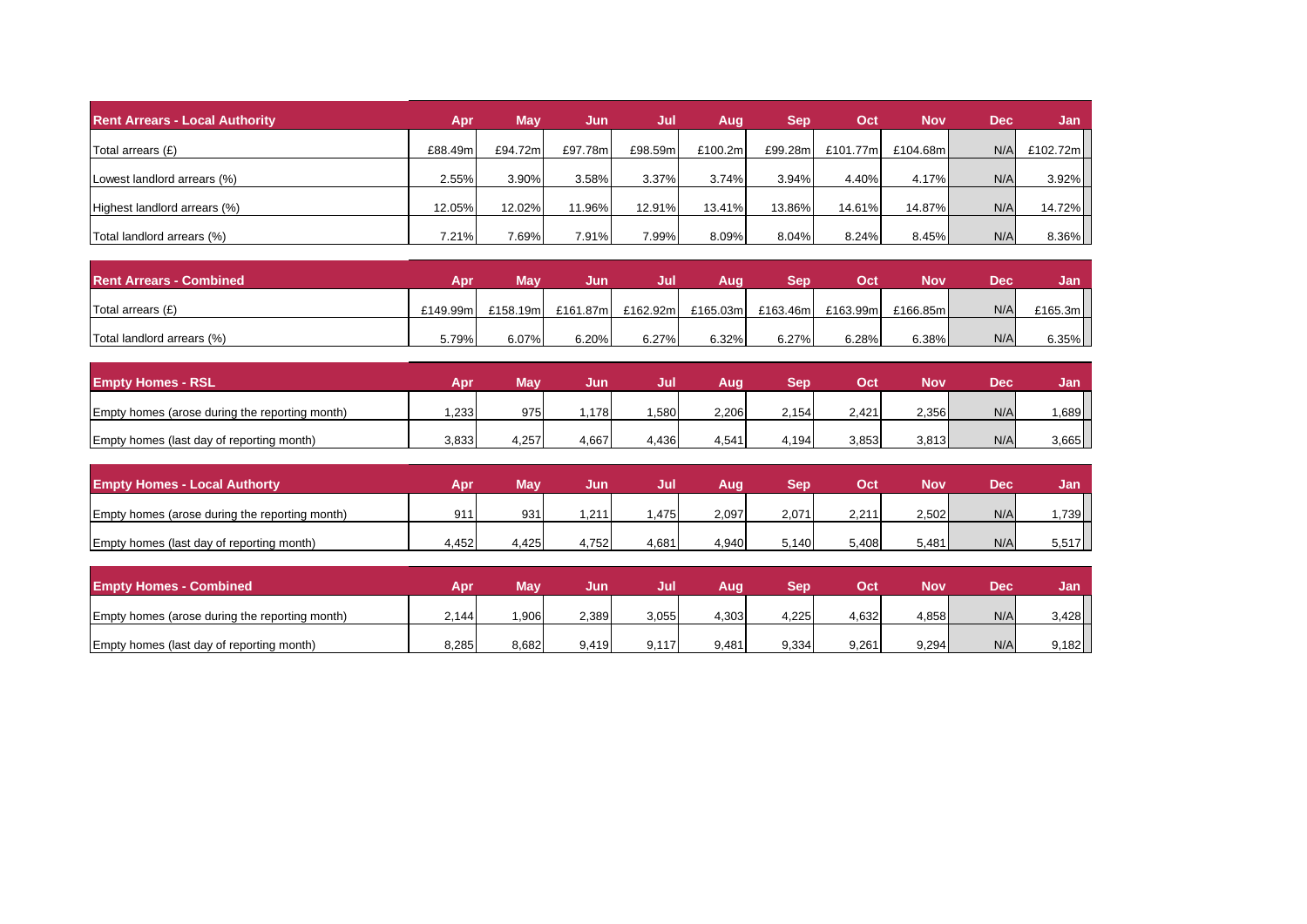| Rent Arrears - Local Authority | Apr | May | Jun | Jul | Aug | Sep | Oct | Nov | Dec | Jan |
|---|---|---|---|---|---|---|---|---|---|---|
| Total arrears (£) | £88.49m | £94.72m | £97.78m | £98.59m | £100.2m | £99.28m | £101.77m | £104.68m | N/A | £102.72m |
| Lowest landlord arrears (%) | 2.55% | 3.90% | 3.58% | 3.37% | 3.74% | 3.94% | 4.40% | 4.17% | N/A | 3.92% |
| Highest landlord arrears (%) | 12.05% | 12.02% | 11.96% | 12.91% | 13.41% | 13.86% | 14.61% | 14.87% | N/A | 14.72% |
| Total landlord arrears (%) | 7.21% | 7.69% | 7.91% | 7.99% | 8.09% | 8.04% | 8.24% | 8.45% | N/A | 8.36% |

| Rent Arrears - Combined | Apr | May | Jun | Jul | Aug | Sep | Oct | Nov | Dec | Jan |
|---|---|---|---|---|---|---|---|---|---|---|
| Total arrears (£) | £149.99m | £158.19m | £161.87m | £162.92m | £165.03m | £163.46m | £163.99m | £166.85m | N/A | £165.3m |
| Total landlord arrears (%) | 5.79% | 6.07% | 6.20% | 6.27% | 6.32% | 6.27% | 6.28% | 6.38% | N/A | 6.35% |

| Empty Homes - RSL | Apr | May | Jun | Jul | Aug | Sep | Oct | Nov | Dec | Jan |
|---|---|---|---|---|---|---|---|---|---|---|
| Empty homes (arose during the reporting month) | 1,233 | 975 | 1,178 | 1,580 | 2,206 | 2,154 | 2,421 | 2,356 | N/A | 1,689 |
| Empty homes (last day of reporting month) | 3,833 | 4,257 | 4,667 | 4,436 | 4,541 | 4,194 | 3,853 | 3,813 | N/A | 3,665 |

| Empty Homes - Local Authorty | Apr | May | Jun | Jul | Aug | Sep | Oct | Nov | Dec | Jan |
|---|---|---|---|---|---|---|---|---|---|---|
| Empty homes (arose during the reporting month) | 911 | 931 | 1,211 | 1,475 | 2,097 | 2,071 | 2,211 | 2,502 | N/A | 1,739 |
| Empty homes (last day of reporting month) | 4,452 | 4,425 | 4,752 | 4,681 | 4,940 | 5,140 | 5,408 | 5,481 | N/A | 5,517 |

| Empty Homes - Combined | Apr | May | Jun | Jul | Aug | Sep | Oct | Nov | Dec | Jan |
|---|---|---|---|---|---|---|---|---|---|---|
| Empty homes (arose during the reporting month) | 2,144 | 1,906 | 2,389 | 3,055 | 4,303 | 4,225 | 4,632 | 4,858 | N/A | 3,428 |
| Empty homes (last day of reporting month) | 8,285 | 8,682 | 9,419 | 9,117 | 9,481 | 9,334 | 9,261 | 9,294 | N/A | 9,182 |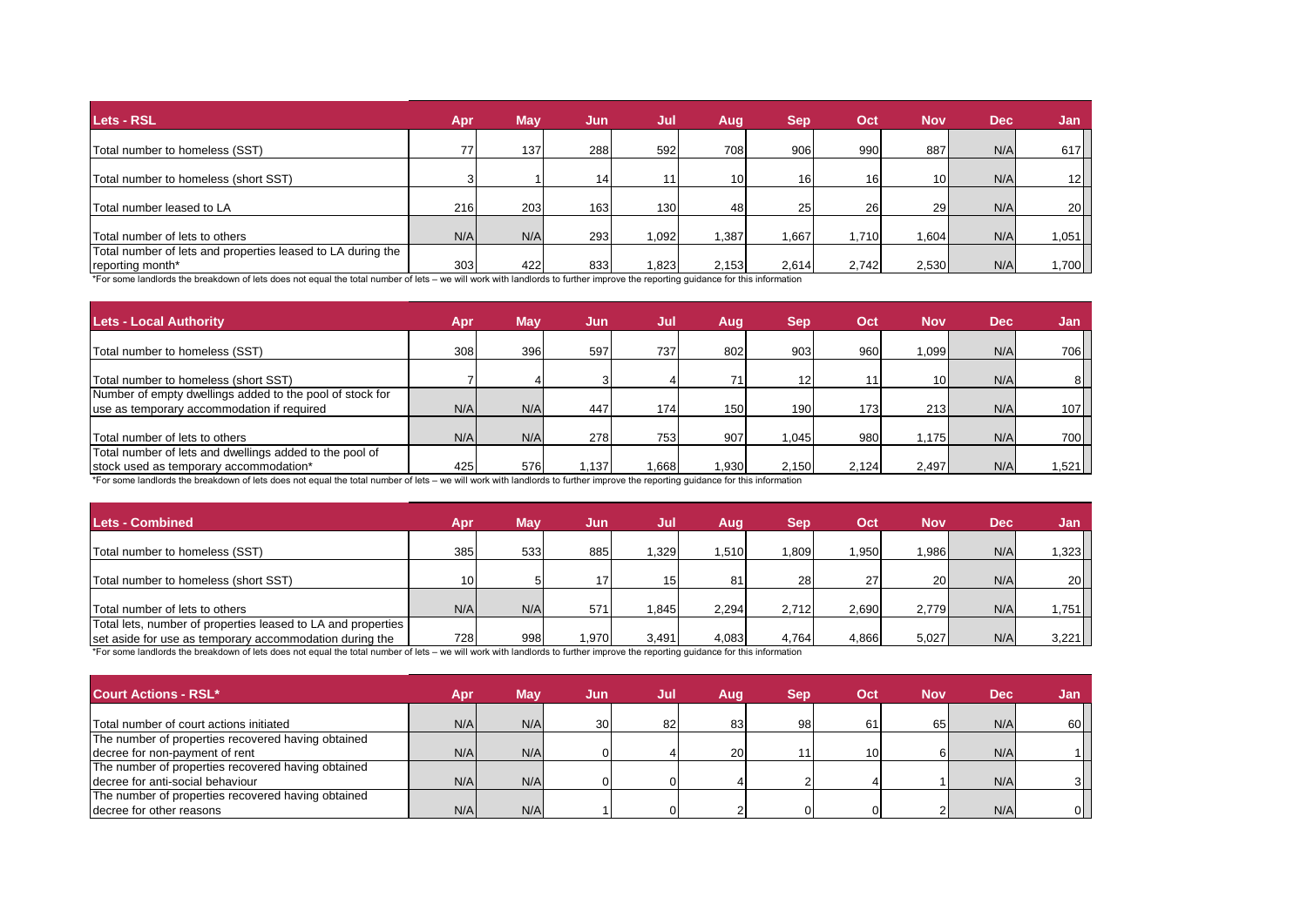| Lets - RSL | Apr | May | Jun | Jul | Aug | Sep | Oct | Nov | Dec | Jan |
|---|---|---|---|---|---|---|---|---|---|---|
| Total number to homeless (SST) | 77 | 137 | 288 | 592 | 708 | 906 | 990 | 887 | N/A | 617 |
| Total number to homeless (short SST) | 3 | 1 | 14 | 11 | 10 | 16 | 16 | 10 | N/A | 12 |
| Total number leased to LA | 216 | 203 | 163 | 130 | 48 | 25 | 26 | 29 | N/A | 20 |
| Total number of lets to others | N/A | N/A | 293 | 1,092 | 1,387 | 1,667 | 1,710 | 1,604 | N/A | 1,051 |
| Total number of lets and properties leased to LA during the reporting month* | 303 | 422 | 833 | 1,823 | 2,153 | 2,614 | 2,742 | 2,530 | N/A | 1,700 |

*For some landlords the breakdown of lets does not equal the total number of lets – we will work with landlords to further improve the reporting guidance for this information

| Lets - Local Authority | Apr | May | Jun | Jul | Aug | Sep | Oct | Nov | Dec | Jan |
|---|---|---|---|---|---|---|---|---|---|---|
| Total number to homeless (SST) | 308 | 396 | 597 | 737 | 802 | 903 | 960 | 1,099 | N/A | 706 |
| Total number to homeless (short SST) | 7 | 4 | 3 | 4 | 71 | 12 | 11 | 10 | N/A | 8 |
| Number of empty dwellings added to the pool of stock for use as temporary accommodation if required | N/A | N/A | 447 | 174 | 150 | 190 | 173 | 213 | N/A | 107 |
| Total number of lets to others | N/A | N/A | 278 | 753 | 907 | 1,045 | 980 | 1,175 | N/A | 700 |
| Total number of lets and dwellings added to the pool of stock used as temporary accommodation* | 425 | 576 | 1,137 | 1,668 | 1,930 | 2,150 | 2,124 | 2,497 | N/A | 1,521 |

*For some landlords the breakdown of lets does not equal the total number of lets – we will work with landlords to further improve the reporting guidance for this information

| Lets - Combined | Apr | May | Jun | Jul | Aug | Sep | Oct | Nov | Dec | Jan |
|---|---|---|---|---|---|---|---|---|---|---|
| Total number to homeless (SST) | 385 | 533 | 885 | 1,329 | 1,510 | 1,809 | 1,950 | 1,986 | N/A | 1,323 |
| Total number to homeless (short SST) | 10 | 5 | 17 | 15 | 81 | 28 | 27 | 20 | N/A | 20 |
| Total number of lets to others | N/A | N/A | 571 | 1,845 | 2,294 | 2,712 | 2,690 | 2,779 | N/A | 1,751 |
| Total lets, number of properties leased to LA and properties set aside for use as temporary accommodation during the | 728 | 998 | 1,970 | 3,491 | 4,083 | 4,764 | 4,866 | 5,027 | N/A | 3,221 |

*For some landlords the breakdown of lets does not equal the total number of lets – we will work with landlords to further improve the reporting guidance for this information

| Court Actions - RSL* | Apr | May | Jun | Jul | Aug | Sep | Oct | Nov | Dec | Jan |
|---|---|---|---|---|---|---|---|---|---|---|
| Total number of court actions initiated | N/A | N/A | 30 | 82 | 83 | 98 | 61 | 65 | N/A | 60 |
| The number of properties recovered having obtained decree for non-payment of rent | N/A | N/A | 0 | 4 | 20 | 11 | 10 | 6 | N/A | 1 |
| The number of properties recovered having obtained decree for anti-social behaviour | N/A | N/A | 0 | 0 | 4 | 2 | 4 | 1 | N/A | 3 |
| The number of properties recovered having obtained decree for other reasons | N/A | N/A | 1 | 0 | 2 | 0 | 0 | 2 | N/A | 0 |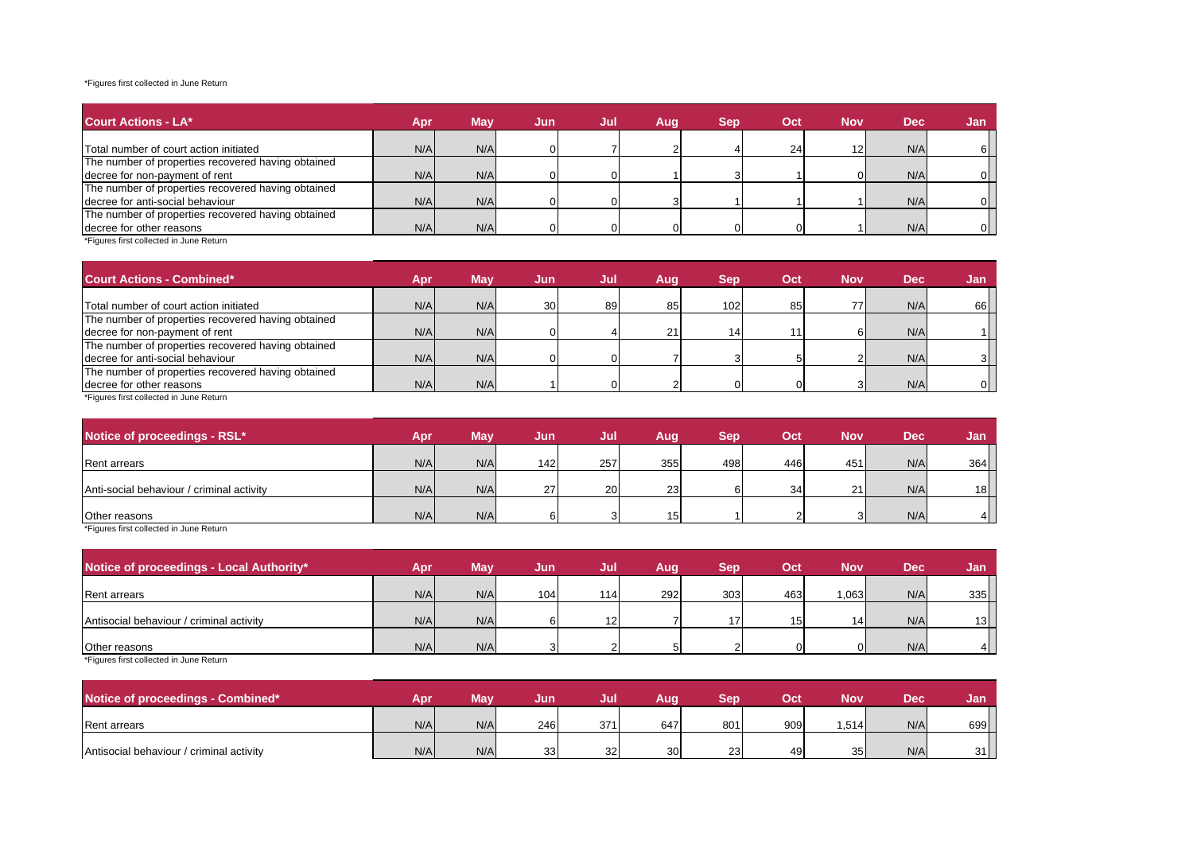*Figures first collected in June Return

| Court Actions - LA* | Apr | May | Jun | Jul | Aug | Sep | Oct | Nov | Dec | Jan |
|---|---|---|---|---|---|---|---|---|---|---|
| Total number of court action initiated | N/A | N/A | 0 | 7 | 2 | 4 | 24 | 12 | N/A | 6 |
| The number of properties recovered having obtained decree for non-payment of rent | N/A | N/A | 0 | 0 | 1 | 3 | 1 | 0 | N/A | 0 |
| The number of properties recovered having obtained decree for anti-social behaviour | N/A | N/A | 0 | 0 | 3 | 1 | 1 | 1 | N/A | 0 |
| The number of properties recovered having obtained decree for other reasons | N/A | N/A | 0 | 0 | 0 | 0 | 0 | 1 | N/A | 0 |

*Figures first collected in June Return

| Court Actions - Combined* | Apr | May | Jun | Jul | Aug | Sep | Oct | Nov | Dec | Jan |
|---|---|---|---|---|---|---|---|---|---|---|
| Total number of court action initiated | N/A | N/A | 30 | 89 | 85 | 102 | 85 | 77 | N/A | 66 |
| The number of properties recovered having obtained decree for non-payment of rent | N/A | N/A | 0 | 4 | 21 | 14 | 11 | 6 | N/A | 1 |
| The number of properties recovered having obtained decree for anti-social behaviour | N/A | N/A | 0 | 0 | 7 | 3 | 5 | 2 | N/A | 3 |
| The number of properties recovered having obtained decree for other reasons | N/A | N/A | 1 | 0 | 2 | 0 | 0 | 3 | N/A | 0 |

*Figures first collected in June Return

| Notice of proceedings - RSL* | Apr | May | Jun | Jul | Aug | Sep | Oct | Nov | Dec | Jan |
|---|---|---|---|---|---|---|---|---|---|---|
| Rent arrears | N/A | N/A | 142 | 257 | 355 | 498 | 446 | 451 | N/A | 364 |
| Anti-social behaviour / criminal activity | N/A | N/A | 27 | 20 | 23 | 6 | 34 | 21 | N/A | 18 |
| Other reasons | N/A | N/A | 6 | 3 | 15 | 1 | 2 | 3 | N/A | 4 |

*Figures first collected in June Return

| Notice of proceedings - Local Authority* | Apr | May | Jun | Jul | Aug | Sep | Oct | Nov | Dec | Jan |
|---|---|---|---|---|---|---|---|---|---|---|
| Rent arrears | N/A | N/A | 104 | 114 | 292 | 303 | 463 | 1,063 | N/A | 335 |
| Antisocial behaviour / criminal activity | N/A | N/A | 6 | 12 | 7 | 17 | 15 | 14 | N/A | 13 |
| Other reasons | N/A | N/A | 3 | 2 | 5 | 2 | 0 | 0 | N/A | 4 |

*Figures first collected in June Return

| Notice of proceedings - Combined* | Apr | May | Jun | Jul | Aug | Sep | Oct | Nov | Dec | Jan |
|---|---|---|---|---|---|---|---|---|---|---|
| Rent arrears | N/A | N/A | 246 | 371 | 647 | 801 | 909 | 1,514 | N/A | 699 |
| Antisocial behaviour / criminal activity | N/A | N/A | 33 | 32 | 30 | 23 | 49 | 35 | N/A | 31 |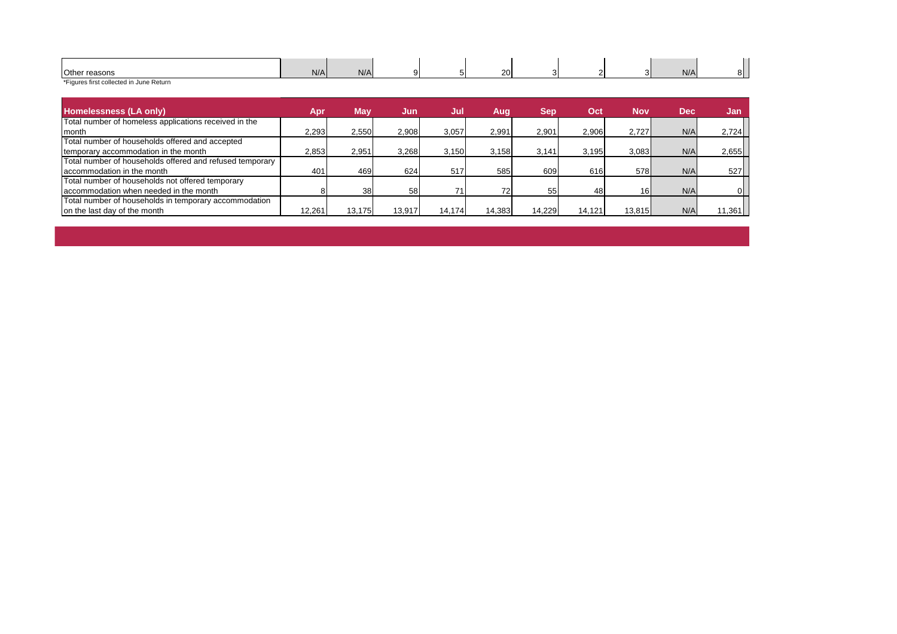| Other reasons | N/A | N/A | 9 | 5 | 20 | 3 | 2 | 3 | N/A | 8 |
|---|---|---|---|---|---|---|---|---|---|---|

*Figures first collected in June Return

| Homelessness (LA only) | Apr | May | Jun | Jul | Aug | Sep | Oct | Nov | Dec | Jan |
|---|---|---|---|---|---|---|---|---|---|---|
| Total number of homeless applications received in the month | 2,293 | 2,550 | 2,908 | 3,057 | 2,991 | 2,901 | 2,906 | 2,727 | N/A | 2,724 |
| Total number of households offered and accepted temporary accommodation in the month | 2,853 | 2,951 | 3,268 | 3,150 | 3,158 | 3,141 | 3,195 | 3,083 | N/A | 2,655 |
| Total number of households offered and refused temporary accommodation in the month | 401 | 469 | 624 | 517 | 585 | 609 | 616 | 578 | N/A | 527 |
| Total number of households not offered temporary accommodation when needed in the month | 8 | 38 | 58 | 71 | 72 | 55 | 48 | 16 | N/A | 0 |
| Total number of households in temporary accommodation on the last day of the month | 12,261 | 13,175 | 13,917 | 14,174 | 14,383 | 14,229 | 14,121 | 13,815 | N/A | 11,361 |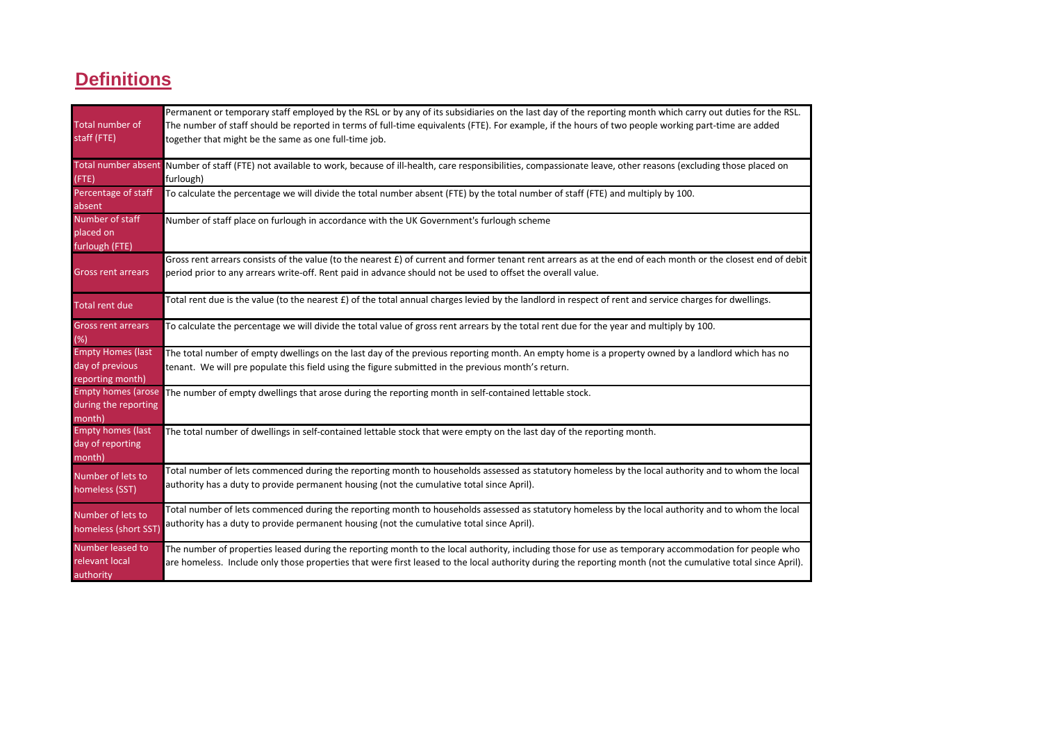# Definitions

| | |
|---|---|
| Total number of staff (FTE) | Permanent or temporary staff employed by the RSL or by any of its subsidiaries on the last day of the reporting month which carry out duties for the RSL. The number of staff should be reported in terms of full-time equivalents (FTE). For example, if the hours of two people working part-time are added together that might be the same as one full-time job. |
| Total number absent (FTE) | Number of staff (FTE) not available to work, because of ill-health, care responsibilities, compassionate leave, other reasons (excluding those placed on furlough) |
| Percentage of staff absent | To calculate the percentage we will divide the total number absent (FTE) by the total number of staff (FTE) and multiply by 100. |
| Number of staff placed on furlough (FTE) | Number of staff place on furlough in accordance with the UK Government's furlough scheme |
| Gross rent arrears | Gross rent arrears consists of the value (to the nearest £) of current and former tenant rent arrears as at the end of each month or the closest end of debit period prior to any arrears write-off. Rent paid in advance should not be used to offset the overall value. |
| Total rent due | Total rent due is the value (to the nearest £) of the total annual charges levied by the landlord in respect of rent and service charges for dwellings. |
| Gross rent arrears (%) | To calculate the percentage we will divide the total value of gross rent arrears by the total rent due for the year and multiply by 100. |
| Empty Homes (last day of previous reporting month) | The total number of empty dwellings on the last day of the previous reporting month. An empty home is a property owned by a landlord which has no tenant. We will pre populate this field using the figure submitted in the previous month's return. |
| Empty homes (arose during the reporting month) | The number of empty dwellings that arose during the reporting month in self-contained lettable stock. |
| Empty homes (last day of reporting month) | The total number of dwellings in self-contained lettable stock that were empty on the last day of the reporting month. |
| Number of lets to homeless (SST) | Total number of lets commenced during the reporting month to households assessed as statutory homeless by the local authority and to whom the local authority has a duty to provide permanent housing (not the cumulative total since April). |
| Number of lets to homeless (short SST) | Total number of lets commenced during the reporting month to households assessed as statutory homeless by the local authority and to whom the local authority has a duty to provide permanent housing (not the cumulative total since April). |
| Number leased to relevant local authority | The number of properties leased during the reporting month to the local authority, including those for use as temporary accommodation for people who are homeless. Include only those properties that were first leased to the local authority during the reporting month (not the cumulative total since April). |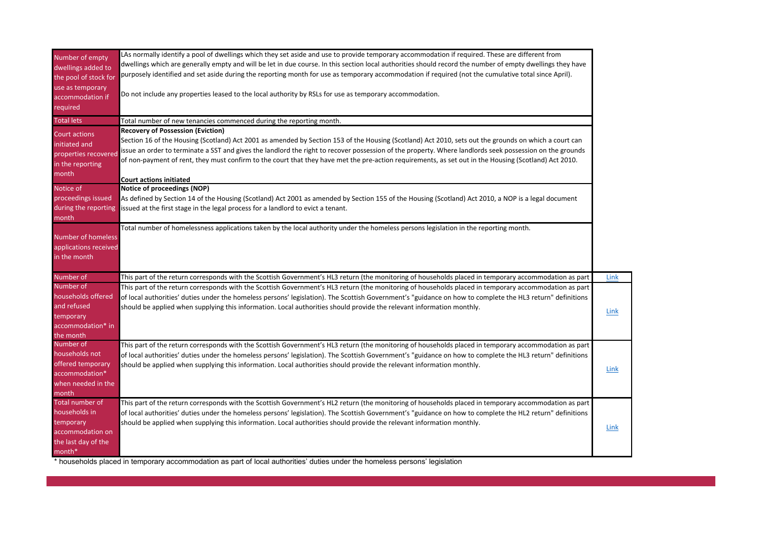| | | |
|---|---|---|
| Number of empty dwellings added to the pool of stock for use as temporary accommodation if required | LAs normally identify a pool of dwellings which they set aside and use to provide temporary accommodation if required. These are different from dwellings which are generally empty and will be let in due course. In this section local authorities should record the number of empty dwellings they have purposely identified and set aside during the reporting month for use as temporary accommodation if required (not the cumulative total since April).<br><br>Do not include any properties leased to the local authority by RSLs for use as temporary accommodation. | |
| Total lets | Total number of new tenancies commenced during the reporting month. | |
| Court actions initiated and properties recovered in the reporting month | **Recovery of Possession (Eviction)**<br>Section 16 of the Housing (Scotland) Act 2001 as amended by Section 153 of the Housing (Scotland) Act 2010, sets out the grounds on which a court can issue an order to terminate a SST and gives the landlord the right to recover possession of the property. Where landlords seek possession on the grounds of non-payment of rent, they must confirm to the court that they have met the pre-action requirements, as set out in the Housing (Scotland) Act 2010.<br><br>**Court actions initiated** | |
| Notice of proceedings issued during the reporting month | **Notice of proceedings (NOP)**<br>As defined by Section 14 of the Housing (Scotland) Act 2001 as amended by Section 155 of the Housing (Scotland) Act 2010, a NOP is a legal document issued at the first stage in the legal process for a landlord to evict a tenant. | |
| Number of homeless applications received in the month | Total number of homelessness applications taken by the local authority under the homeless persons legislation in the reporting month. | |
| Number of | This part of the return corresponds with the Scottish Government's HL3 return (the monitoring of households placed in temporary accommodation as part | Link |
| Number of households offered and refused temporary accommodation* in the month | This part of the return corresponds with the Scottish Government's HL3 return (the monitoring of households placed in temporary accommodation as part of local authorities' duties under the homeless persons' legislation). The Scottish Government's "guidance on how to complete the HL3 return" definitions should be applied when supplying this information. Local authorities should provide the relevant information monthly. | Link |
| Number of households not offered temporary accommodation* when needed in the month | This part of the return corresponds with the Scottish Government's HL3 return (the monitoring of households placed in temporary accommodation as part of local authorities' duties under the homeless persons' legislation). The Scottish Government's "guidance on how to complete the HL3 return" definitions should be applied when supplying this information. Local authorities should provide the relevant information monthly. | Link |
| Total number of households in temporary accommodation on the last day of the month* | This part of the return corresponds with the Scottish Government's HL2 return (the monitoring of households placed in temporary accommodation as part of local authorities' duties under the homeless persons' legislation). The Scottish Government's "guidance on how to complete the HL2 return" definitions should be applied when supplying this information. Local authorities should provide the relevant information monthly. | Link |

* households placed in temporary accommodation as part of local authorities' duties under the homeless persons' legislation